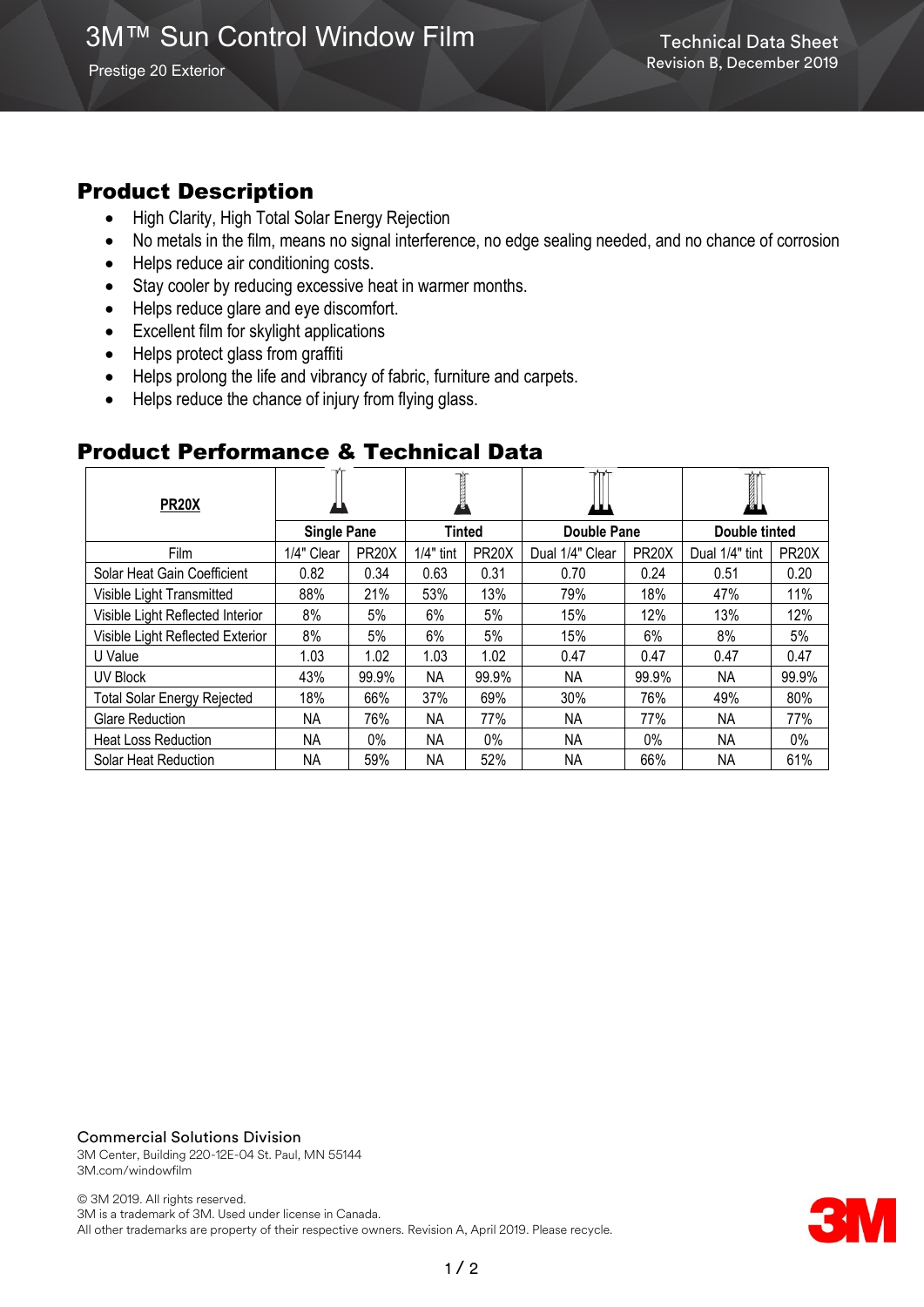3M™ Sun Control Window Film

Prestige 20 Exterior

Technical Data Sheet
Revision B, December 2019

## Product Description

- High Clarity, High Total Solar Energy Rejection
- No metals in the film, means no signal interference, no edge sealing needed, and no chance of corrosion
- Helps reduce air conditioning costs.
- Stay cooler by reducing excessive heat in warmer months.
- Helps reduce glare and eye discomfort.
- Excellent film for skylight applications
- Helps protect glass from graffiti
- Helps prolong the life and vibrancy of fabric, furniture and carpets.
- Helps reduce the chance of injury from flying glass.

## Product Performance & Technical Data

| **PR20X** | **Single Pane** | | **Tinted** | | **Double Pane** | | **Double tinted** | |
|---|---|---|---|---|---|---|---|---|
| Film | 1/4" Clear | PR20X | 1/4" tint | PR20X | Dual 1/4" Clear | PR20X | Dual 1/4" tint | PR20X |
| Solar Heat Gain Coefficient | 0.82 | 0.34 | 0.63 | 0.31 | 0.70 | 0.24 | 0.51 | 0.20 |
| Visible Light Transmitted | 88% | 21% | 53% | 13% | 79% | 18% | 47% | 11% |
| Visible Light Reflected Interior | 8% | 5% | 6% | 5% | 15% | 12% | 13% | 12% |
| Visible Light Reflected Exterior | 8% | 5% | 6% | 5% | 15% | 6% | 8% | 5% |
| U Value | 1.03 | 1.02 | 1.03 | 1.02 | 0.47 | 0.47 | 0.47 | 0.47 |
| UV Block | 43% | 99.9% | NA | 99.9% | NA | 99.9% | NA | 99.9% |
| Total Solar Energy Rejected | 18% | 66% | 37% | 69% | 30% | 76% | 49% | 80% |
| Glare Reduction | NA | 76% | NA | 77% | NA | 77% | NA | 77% |
| Heat Loss Reduction | NA | 0% | NA | 0% | NA | 0% | NA | 0% |
| Solar Heat Reduction | NA | 59% | NA | 52% | NA | 66% | NA | 61% |

Commercial Solutions Division
3M Center, Building 220-12E-04 St. Paul, MN 55144
3M.com/windowfilm

© 3M 2019. All rights reserved.
3M is a trademark of 3M. Used under license in Canada.
All other trademarks are property of their respective owners. Revision A, April 2019. Please recycle.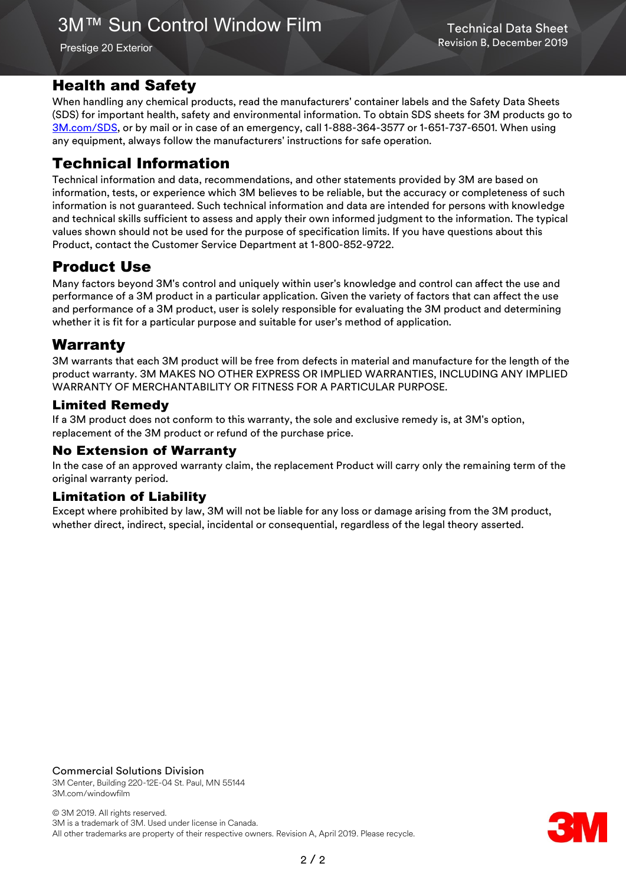## Health and Safety

When handling any chemical products, read the manufacturers' container labels and the Safety Data Sheets (SDS) for important health, safety and environmental information. To obtain SDS sheets for 3M products go to 3M.com/SDS, or by mail or in case of an emergency, call 1-888-364-3577 or 1-651-737-6501. When using any equipment, always follow the manufacturers' instructions for safe operation.

## Technical Information

Technical information and data, recommendations, and other statements provided by 3M are based on information, tests, or experience which 3M believes to be reliable, but the accuracy or completeness of such information is not guaranteed. Such technical information and data are intended for persons with knowledge and technical skills sufficient to assess and apply their own informed judgment to the information. The typical values shown should not be used for the purpose of specification limits. If you have questions about this Product, contact the Customer Service Department at 1-800-852-9722.

## Product Use

Many factors beyond 3M's control and uniquely within user's knowledge and control can affect the use and performance of a 3M product in a particular application. Given the variety of factors that can affect the use and performance of a 3M product, user is solely responsible for evaluating the 3M product and determining whether it is fit for a particular purpose and suitable for user's method of application.

## Warranty

3M warrants that each 3M product will be free from defects in material and manufacture for the length of the product warranty. 3M MAKES NO OTHER EXPRESS OR IMPLIED WARRANTIES, INCLUDING ANY IMPLIED WARRANTY OF MERCHANTABILITY OR FITNESS FOR A PARTICULAR PURPOSE.

### Limited Remedy

If a 3M product does not conform to this warranty, the sole and exclusive remedy is, at 3M's option, replacement of the 3M product or refund of the purchase price.

### No Extension of Warranty

In the case of an approved warranty claim, the replacement Product will carry only the remaining term of the original warranty period.

### Limitation of Liability

Except where prohibited by law, 3M will not be liable for any loss or damage arising from the 3M product, whether direct, indirect, special, incidental or consequential, regardless of the legal theory asserted.

Commercial Solutions Division
3M Center, Building 220-12E-04 St. Paul, MN 55144
3M.com/windowfilm

© 3M 2019. All rights reserved.
3M is a trademark of 3M. Used under license in Canada.
All other trademarks are property of their respective owners. Revision A, April 2019. Please recycle.